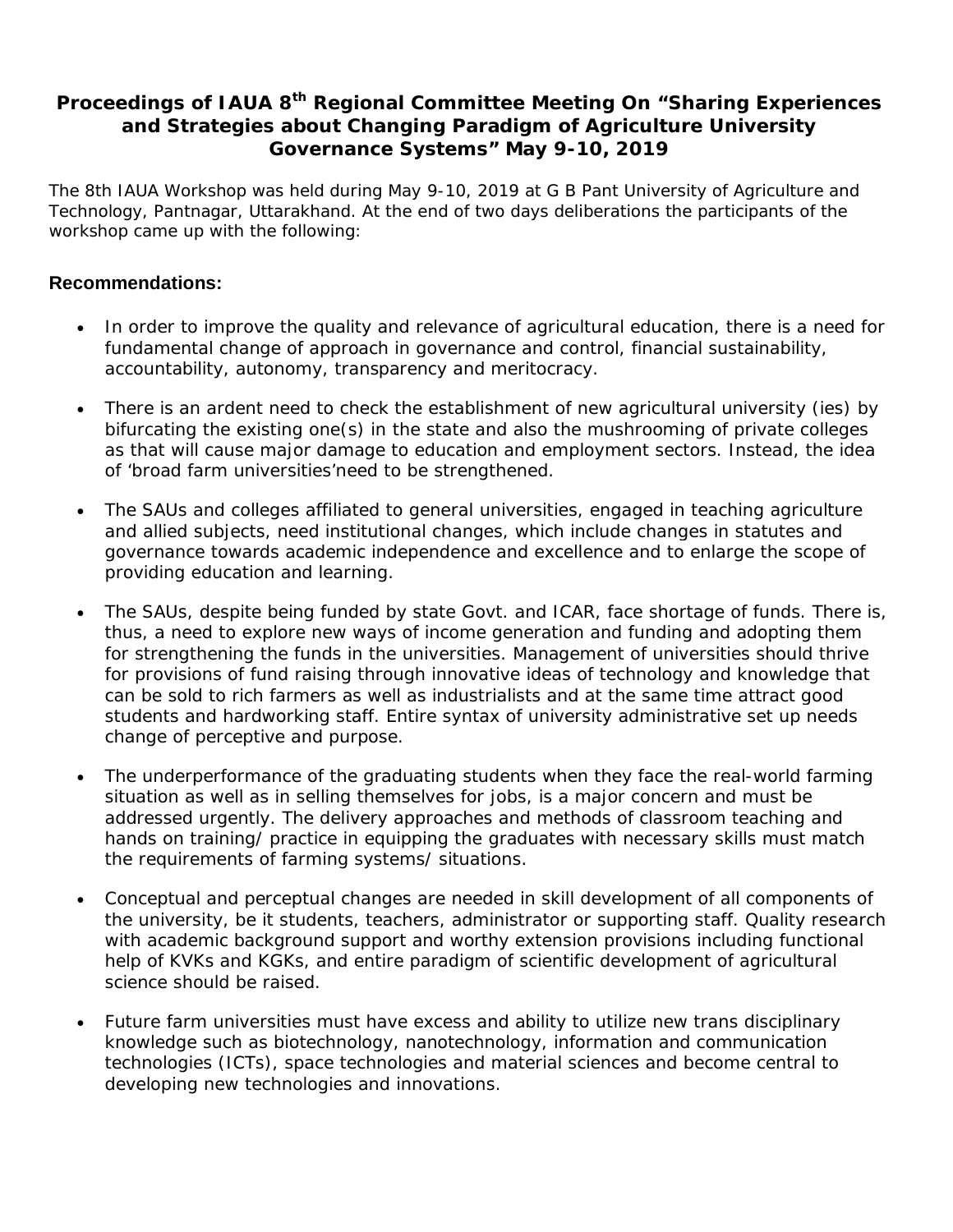# Proceedings of IAUA 8th Regional Committee Meeting On "Sharing Experiences and Strategies about Changing Paradigm of Agriculture University Governance Systems" May 9-10, 2019

The 8th IAUA Workshop was held during May 9-10, 2019 at G B Pant University of Agriculture and Technology, Pantnagar, Uttarakhand. At the end of two days deliberations the participants of the workshop came up with the following:

## Recommendations:

- In order to improve the quality and relevance of agricultural education, there is a need for fundamental change of approach in governance and control, financial sustainability, accountability, autonomy, transparency and meritocracy.
- There is an ardent need to check the establishment of new agricultural university (ies) by bifurcating the existing one(s) in the state and also the mushrooming of private colleges as that will cause major damage to education and employment sectors. Instead, the idea of 'broad farm universities'need to be strengthened.
- The SAUs and colleges affiliated to general universities, engaged in teaching agriculture and allied subjects, need institutional changes, which include changes in statutes and governance towards academic independence and excellence and to enlarge the scope of providing education and learning.
- The SAUs, despite being funded by state Govt. and ICAR, face shortage of funds. There is, thus, a need to explore new ways of income generation and funding and adopting them for strengthening the funds in the universities. Management of universities should thrive for provisions of fund raising through innovative ideas of technology and knowledge that can be sold to rich farmers as well as industrialists and at the same time attract good students and hardworking staff. Entire syntax of university administrative set up needs change of perceptive and purpose.
- The underperformance of the graduating students when they face the real-world farming situation as well as in selling themselves for jobs, is a major concern and must be addressed urgently. The delivery approaches and methods of classroom teaching and hands on training/ practice in equipping the graduates with necessary skills must match the requirements of farming systems/ situations.
- Conceptual and perceptual changes are needed in skill development of all components of the university, be it students, teachers, administrator or supporting staff. Quality research with academic background support and worthy extension provisions including functional help of KVKs and KGKs, and entire paradigm of scientific development of agricultural science should be raised.
- Future farm universities must have excess and ability to utilize new trans disciplinary knowledge such as biotechnology, nanotechnology, information and communication technologies (ICTs), space technologies and material sciences and become central to developing new technologies and innovations.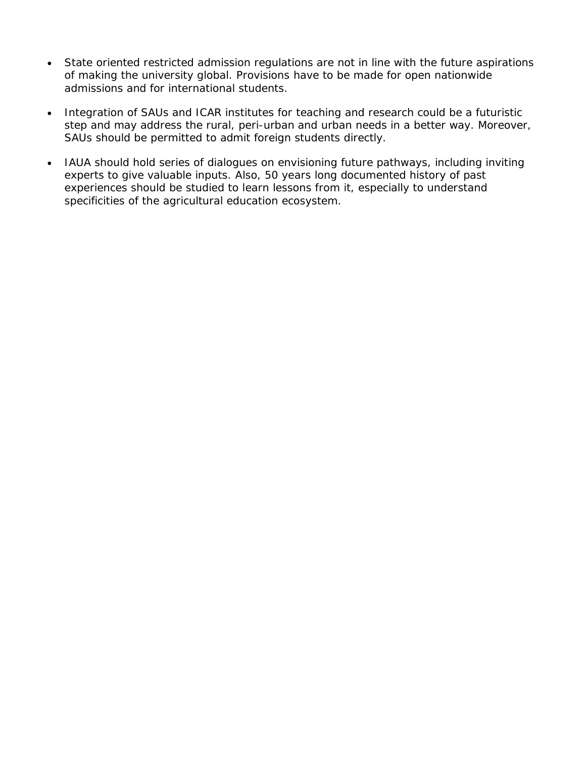- State oriented restricted admission regulations are not in line with the future aspirations of making the university global. Provisions have to be made for open nationwide admissions and for international students.

- Integration of SAUs and ICAR institutes for teaching and research could be a futuristic step and may address the rural, peri-urban and urban needs in a better way. Moreover, SAUs should be permitted to admit foreign students directly.

- IAUA should hold series of dialogues on envisioning future pathways, including inviting experts to give valuable inputs. Also, 50 years long documented history of past experiences should be studied to learn lessons from it, especially to understand specificities of the agricultural education ecosystem.